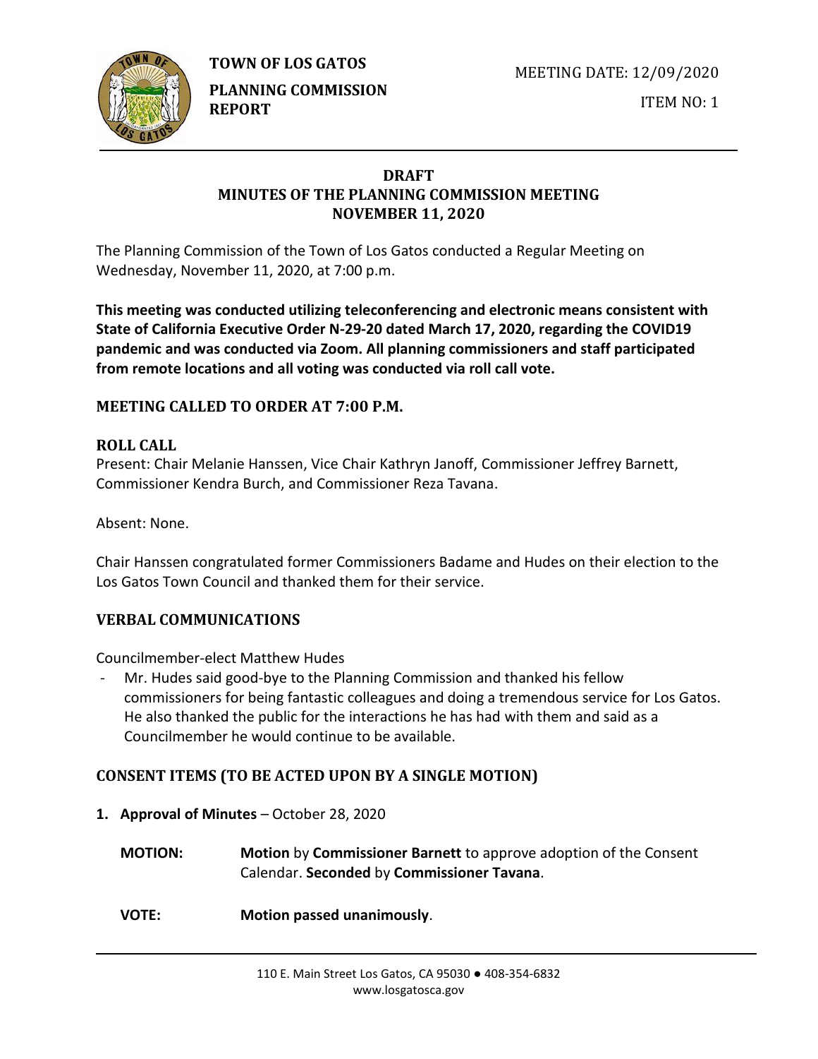**TOWN OF LOS GATOS**

**PLANNING COMMISSION REPORT**

MEETING DATE: 12/09/2020

ITEM NO: 1

## DRAFT
## MINUTES OF THE PLANNING COMMISSION MEETING
## NOVEMBER 11, 2020

The Planning Commission of the Town of Los Gatos conducted a Regular Meeting on Wednesday, November 11, 2020, at 7:00 p.m.

**This meeting was conducted utilizing teleconferencing and electronic means consistent with State of California Executive Order N-29-20 dated March 17, 2020, regarding the COVID19 pandemic and was conducted via Zoom. All planning commissioners and staff participated from remote locations and all voting was conducted via roll call vote.**

### MEETING CALLED TO ORDER AT 7:00 P.M.

### ROLL CALL

Present: Chair Melanie Hanssen, Vice Chair Kathryn Janoff, Commissioner Jeffrey Barnett, Commissioner Kendra Burch, and Commissioner Reza Tavana.

Absent: None.

Chair Hanssen congratulated former Commissioners Badame and Hudes on their election to the Los Gatos Town Council and thanked them for their service.

### VERBAL COMMUNICATIONS

Councilmember-elect Matthew Hudes

- Mr. Hudes said good-bye to the Planning Commission and thanked his fellow commissioners for being fantastic colleagues and doing a tremendous service for Los Gatos. He also thanked the public for the interactions he has had with them and said as a Councilmember he would continue to be available.

### CONSENT ITEMS (TO BE ACTED UPON BY A SINGLE MOTION)

1. **Approval of Minutes** – October 28, 2020

**MOTION:** **Motion** by **Commissioner Barnett** to approve adoption of the Consent Calendar. **Seconded** by **Commissioner Tavana**.

**VOTE:** **Motion passed unanimously**.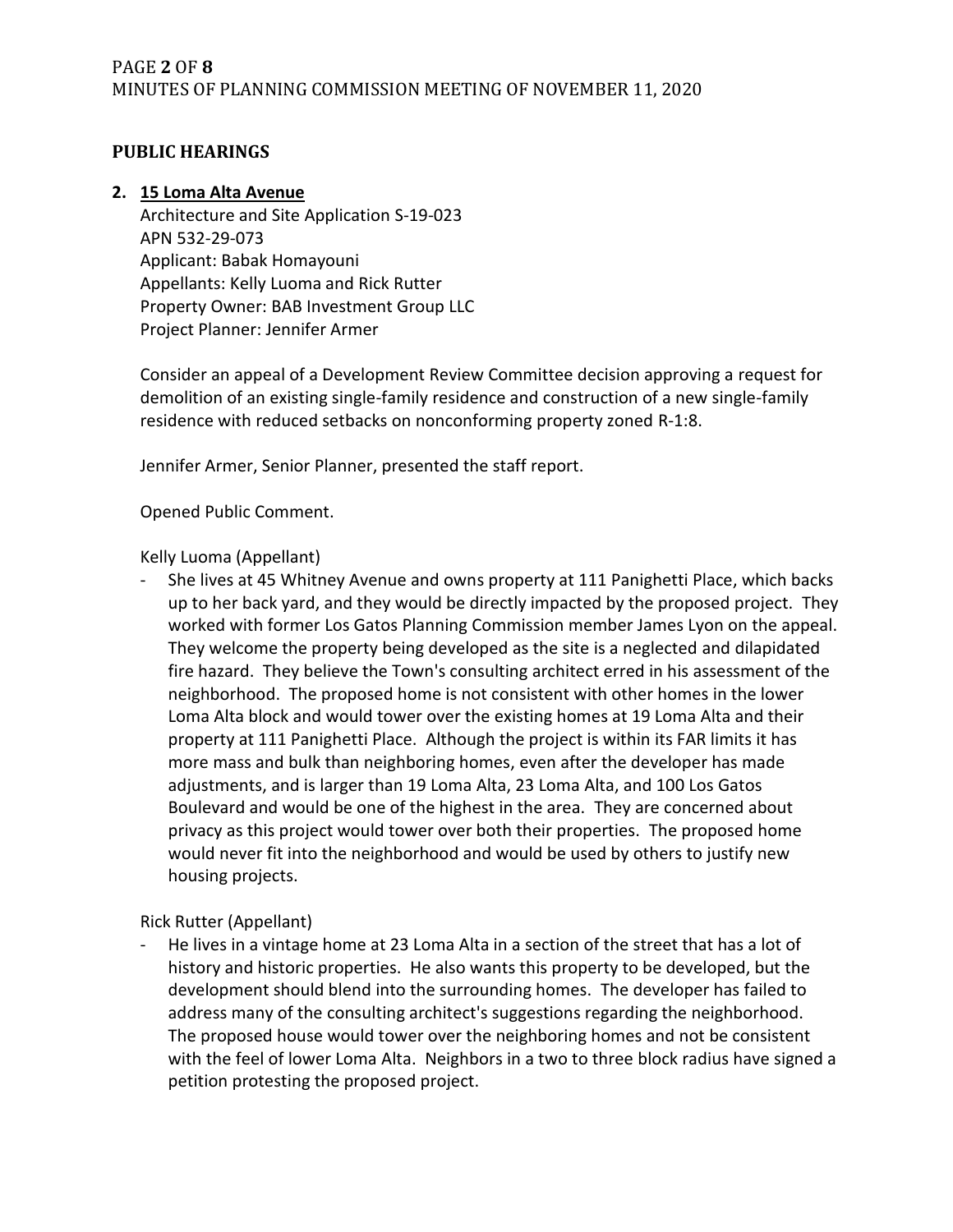## PUBLIC HEARINGS

**2. 15 Loma Alta Avenue**

Architecture and Site Application S-19-023
APN 532-29-073
Applicant: Babak Homayouni
Appellants: Kelly Luoma and Rick Rutter
Property Owner: BAB Investment Group LLC
Project Planner: Jennifer Armer

Consider an appeal of a Development Review Committee decision approving a request for demolition of an existing single-family residence and construction of a new single-family residence with reduced setbacks on nonconforming property zoned R-1:8.

Jennifer Armer, Senior Planner, presented the staff report.

Opened Public Comment.

Kelly Luoma (Appellant)

- She lives at 45 Whitney Avenue and owns property at 111 Panighetti Place, which backs up to her back yard, and they would be directly impacted by the proposed project. They worked with former Los Gatos Planning Commission member James Lyon on the appeal. They welcome the property being developed as the site is a neglected and dilapidated fire hazard. They believe the Town's consulting architect erred in his assessment of the neighborhood. The proposed home is not consistent with other homes in the lower Loma Alta block and would tower over the existing homes at 19 Loma Alta and their property at 111 Panighetti Place. Although the project is within its FAR limits it has more mass and bulk than neighboring homes, even after the developer has made adjustments, and is larger than 19 Loma Alta, 23 Loma Alta, and 100 Los Gatos Boulevard and would be one of the highest in the area. They are concerned about privacy as this project would tower over both their properties. The proposed home would never fit into the neighborhood and would be used by others to justify new housing projects.

Rick Rutter (Appellant)

- He lives in a vintage home at 23 Loma Alta in a section of the street that has a lot of history and historic properties. He also wants this property to be developed, but the development should blend into the surrounding homes. The developer has failed to address many of the consulting architect's suggestions regarding the neighborhood. The proposed house would tower over the neighboring homes and not be consistent with the feel of lower Loma Alta. Neighbors in a two to three block radius have signed a petition protesting the proposed project.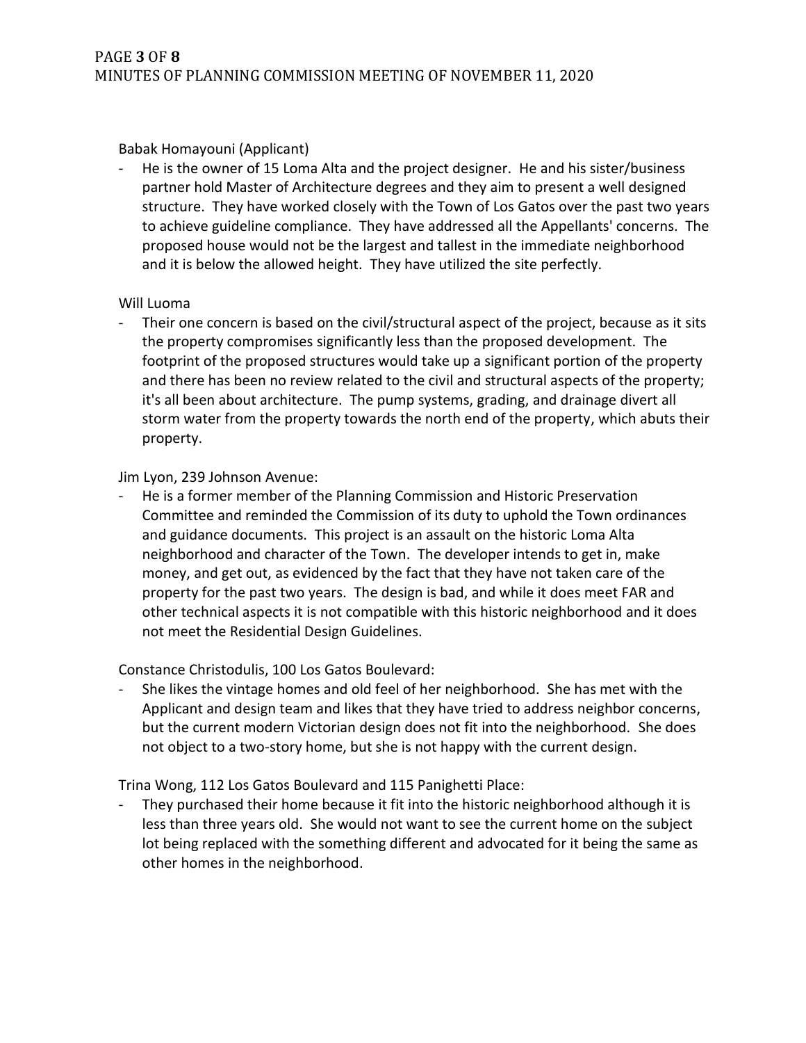Babak Homayouni (Applicant)

- He is the owner of 15 Loma Alta and the project designer. He and his sister/business partner hold Master of Architecture degrees and they aim to present a well designed structure. They have worked closely with the Town of Los Gatos over the past two years to achieve guideline compliance. They have addressed all the Appellants' concerns. The proposed house would not be the largest and tallest in the immediate neighborhood and it is below the allowed height. They have utilized the site perfectly.

Will Luoma

- Their one concern is based on the civil/structural aspect of the project, because as it sits the property compromises significantly less than the proposed development. The footprint of the proposed structures would take up a significant portion of the property and there has been no review related to the civil and structural aspects of the property; it's all been about architecture. The pump systems, grading, and drainage divert all storm water from the property towards the north end of the property, which abuts their property.

Jim Lyon, 239 Johnson Avenue:

- He is a former member of the Planning Commission and Historic Preservation Committee and reminded the Commission of its duty to uphold the Town ordinances and guidance documents. This project is an assault on the historic Loma Alta neighborhood and character of the Town. The developer intends to get in, make money, and get out, as evidenced by the fact that they have not taken care of the property for the past two years. The design is bad, and while it does meet FAR and other technical aspects it is not compatible with this historic neighborhood and it does not meet the Residential Design Guidelines.

Constance Christodulis, 100 Los Gatos Boulevard:

- She likes the vintage homes and old feel of her neighborhood. She has met with the Applicant and design team and likes that they have tried to address neighbor concerns, but the current modern Victorian design does not fit into the neighborhood. She does not object to a two-story home, but she is not happy with the current design.

Trina Wong, 112 Los Gatos Boulevard and 115 Panighetti Place:

- They purchased their home because it fit into the historic neighborhood although it is less than three years old. She would not want to see the current home on the subject lot being replaced with the something different and advocated for it being the same as other homes in the neighborhood.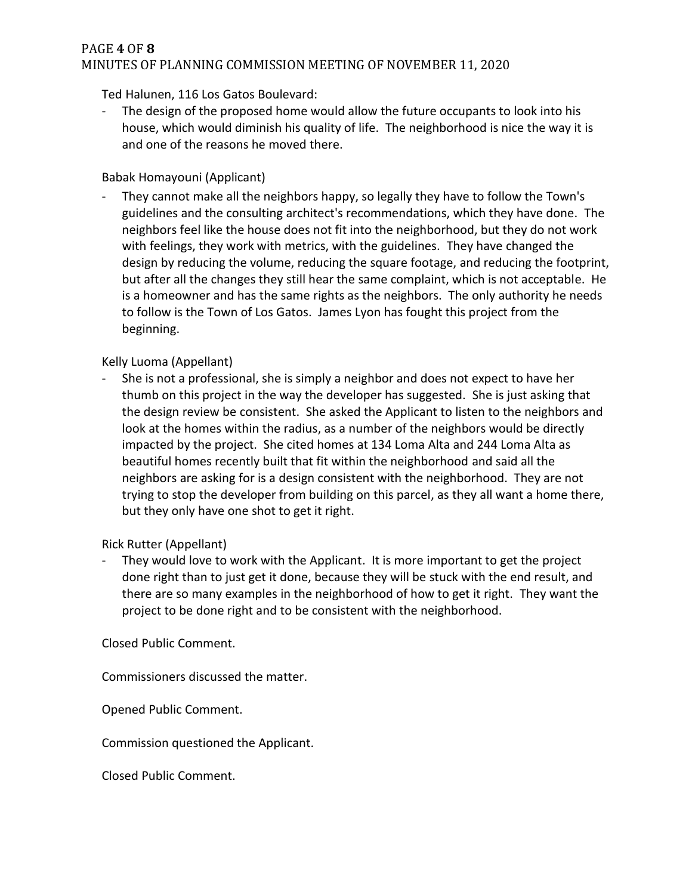Ted Halunen, 116 Los Gatos Boulevard:

- The design of the proposed home would allow the future occupants to look into his house, which would diminish his quality of life. The neighborhood is nice the way it is and one of the reasons he moved there.

Babak Homayouni (Applicant)

- They cannot make all the neighbors happy, so legally they have to follow the Town's guidelines and the consulting architect's recommendations, which they have done. The neighbors feel like the house does not fit into the neighborhood, but they do not work with feelings, they work with metrics, with the guidelines. They have changed the design by reducing the volume, reducing the square footage, and reducing the footprint, but after all the changes they still hear the same complaint, which is not acceptable. He is a homeowner and has the same rights as the neighbors. The only authority he needs to follow is the Town of Los Gatos. James Lyon has fought this project from the beginning.

Kelly Luoma (Appellant)

- She is not a professional, she is simply a neighbor and does not expect to have her thumb on this project in the way the developer has suggested. She is just asking that the design review be consistent. She asked the Applicant to listen to the neighbors and look at the homes within the radius, as a number of the neighbors would be directly impacted by the project. She cited homes at 134 Loma Alta and 244 Loma Alta as beautiful homes recently built that fit within the neighborhood and said all the neighbors are asking for is a design consistent with the neighborhood. They are not trying to stop the developer from building on this parcel, as they all want a home there, but they only have one shot to get it right.

Rick Rutter (Appellant)

- They would love to work with the Applicant. It is more important to get the project done right than to just get it done, because they will be stuck with the end result, and there are so many examples in the neighborhood of how to get it right. They want the project to be done right and to be consistent with the neighborhood.

Closed Public Comment.

Commissioners discussed the matter.

Opened Public Comment.

Commission questioned the Applicant.

Closed Public Comment.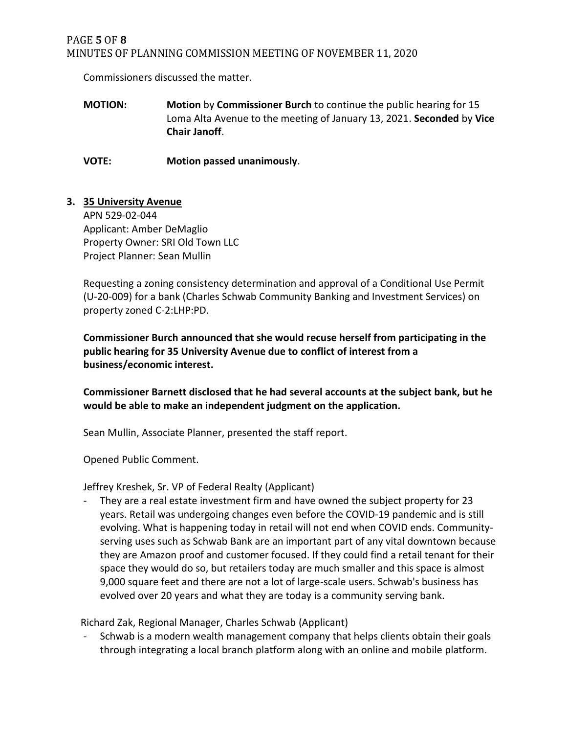Commissioners discussed the matter.

**MOTION:** **Motion** by **Commissioner Burch** to continue the public hearing for 15 Loma Alta Avenue to the meeting of January 13, 2021. **Seconded** by **Vice Chair Janoff**.

**VOTE:** **Motion passed unanimously**.

**3. <u>35 University Avenue</u>**

APN 529-02-044
Applicant: Amber DeMaglio
Property Owner: SRI Old Town LLC
Project Planner: Sean Mullin

Requesting a zoning consistency determination and approval of a Conditional Use Permit (U-20-009) for a bank (Charles Schwab Community Banking and Investment Services) on property zoned C-2:LHP:PD.

**Commissioner Burch announced that she would recuse herself from participating in the public hearing for 35 University Avenue due to conflict of interest from a business/economic interest.**

**Commissioner Barnett disclosed that he had several accounts at the subject bank, but he would be able to make an independent judgment on the application.**

Sean Mullin, Associate Planner, presented the staff report.

Opened Public Comment.

Jeffrey Kreshek, Sr. VP of Federal Realty (Applicant)

- They are a real estate investment firm and have owned the subject property for 23 years. Retail was undergoing changes even before the COVID-19 pandemic and is still evolving. What is happening today in retail will not end when COVID ends. Community-serving uses such as Schwab Bank are an important part of any vital downtown because they are Amazon proof and customer focused. If they could find a retail tenant for their space they would do so, but retailers today are much smaller and this space is almost 9,000 square feet and there are not a lot of large-scale users. Schwab's business has evolved over 20 years and what they are today is a community serving bank.

Richard Zak, Regional Manager, Charles Schwab (Applicant)

- Schwab is a modern wealth management company that helps clients obtain their goals through integrating a local branch platform along with an online and mobile platform.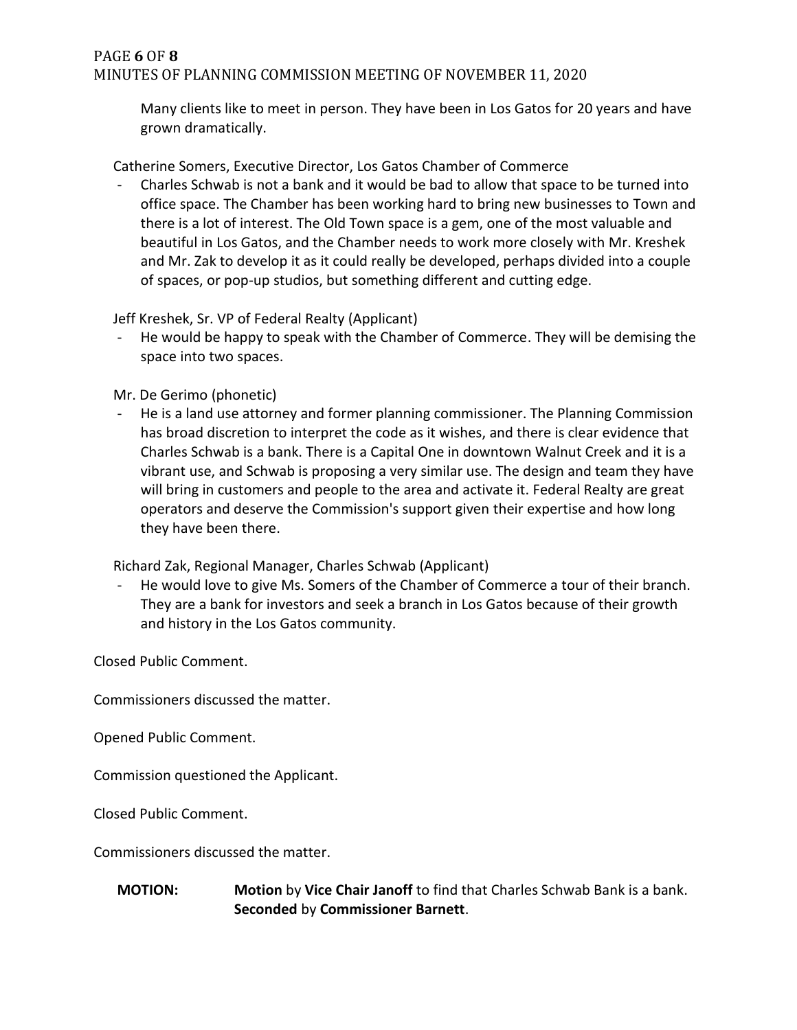Many clients like to meet in person. They have been in Los Gatos for 20 years and have grown dramatically.

Catherine Somers, Executive Director, Los Gatos Chamber of Commerce

- Charles Schwab is not a bank and it would be bad to allow that space to be turned into office space. The Chamber has been working hard to bring new businesses to Town and there is a lot of interest. The Old Town space is a gem, one of the most valuable and beautiful in Los Gatos, and the Chamber needs to work more closely with Mr. Kreshek and Mr. Zak to develop it as it could really be developed, perhaps divided into a couple of spaces, or pop-up studios, but something different and cutting edge.

Jeff Kreshek, Sr. VP of Federal Realty (Applicant)

- He would be happy to speak with the Chamber of Commerce. They will be demising the space into two spaces.

Mr. De Gerimo (phonetic)

- He is a land use attorney and former planning commissioner. The Planning Commission has broad discretion to interpret the code as it wishes, and there is clear evidence that Charles Schwab is a bank. There is a Capital One in downtown Walnut Creek and it is a vibrant use, and Schwab is proposing a very similar use. The design and team they have will bring in customers and people to the area and activate it. Federal Realty are great operators and deserve the Commission's support given their expertise and how long they have been there.

Richard Zak, Regional Manager, Charles Schwab (Applicant)

- He would love to give Ms. Somers of the Chamber of Commerce a tour of their branch. They are a bank for investors and seek a branch in Los Gatos because of their growth and history in the Los Gatos community.

Closed Public Comment.

Commissioners discussed the matter.

Opened Public Comment.

Commission questioned the Applicant.

Closed Public Comment.

Commissioners discussed the matter.

**MOTION:** **Motion** by **Vice Chair Janoff** to find that Charles Schwab Bank is a bank. **Seconded** by **Commissioner Barnett**.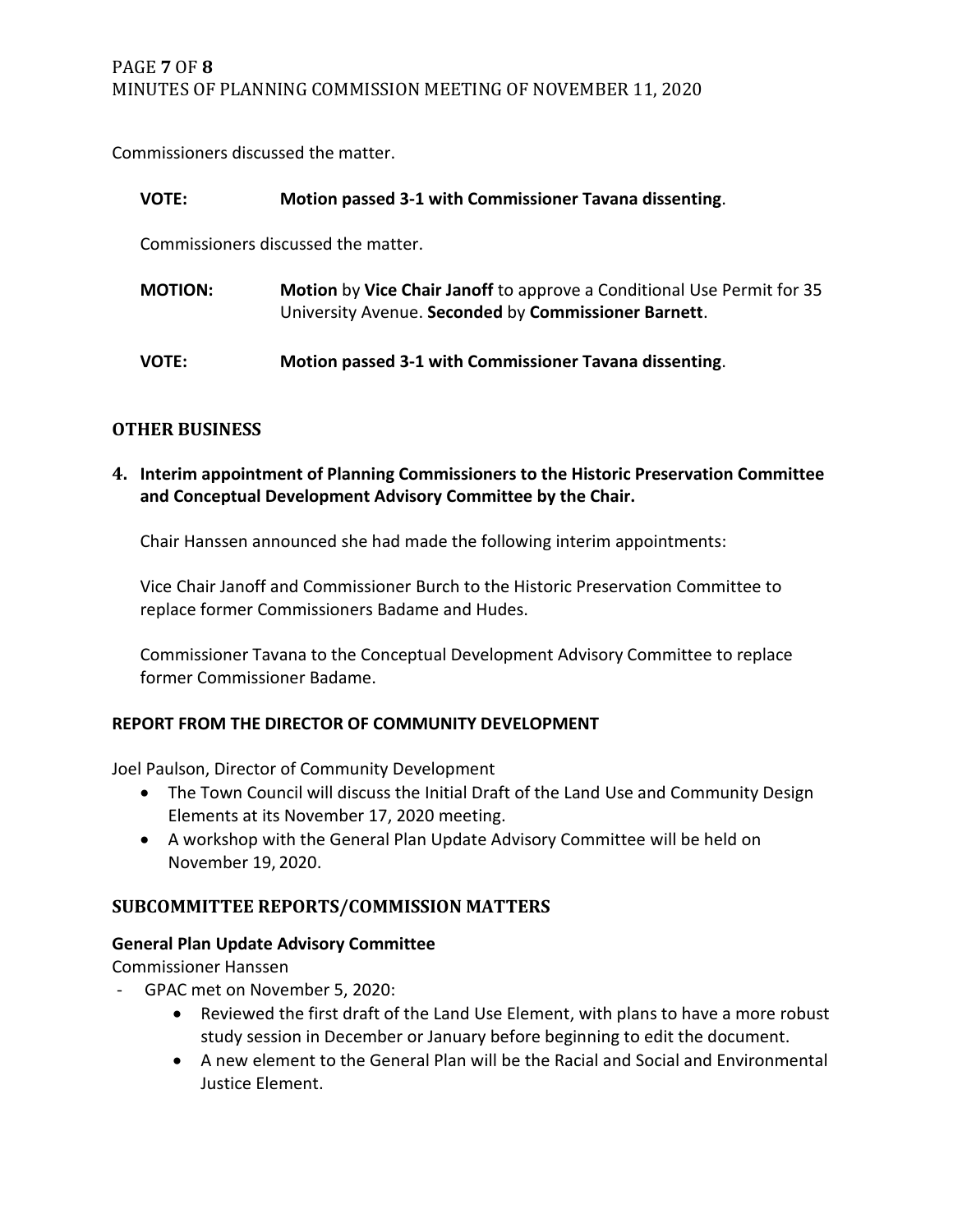Commissioners discussed the matter.

**VOTE:** **Motion passed 3-1 with Commissioner Tavana dissenting**.

Commissioners discussed the matter.

**MOTION:** **Motion** by **Vice Chair Janoff** to approve a Conditional Use Permit for 35 University Avenue. **Seconded** by **Commissioner Barnett**.

**VOTE:** **Motion passed 3-1 with Commissioner Tavana dissenting**.

## OTHER BUSINESS

**4. Interim appointment of Planning Commissioners to the Historic Preservation Committee and Conceptual Development Advisory Committee by the Chair.**

Chair Hanssen announced she had made the following interim appointments:

Vice Chair Janoff and Commissioner Burch to the Historic Preservation Committee to replace former Commissioners Badame and Hudes.

Commissioner Tavana to the Conceptual Development Advisory Committee to replace former Commissioner Badame.

## REPORT FROM THE DIRECTOR OF COMMUNITY DEVELOPMENT

Joel Paulson, Director of Community Development

- The Town Council will discuss the Initial Draft of the Land Use and Community Design Elements at its November 17, 2020 meeting.
- A workshop with the General Plan Update Advisory Committee will be held on November 19, 2020.

## SUBCOMMITTEE REPORTS/COMMISSION MATTERS

### General Plan Update Advisory Committee

Commissioner Hanssen

- GPAC met on November 5, 2020:
  - Reviewed the first draft of the Land Use Element, with plans to have a more robust study session in December or January before beginning to edit the document.
  - A new element to the General Plan will be the Racial and Social and Environmental Justice Element.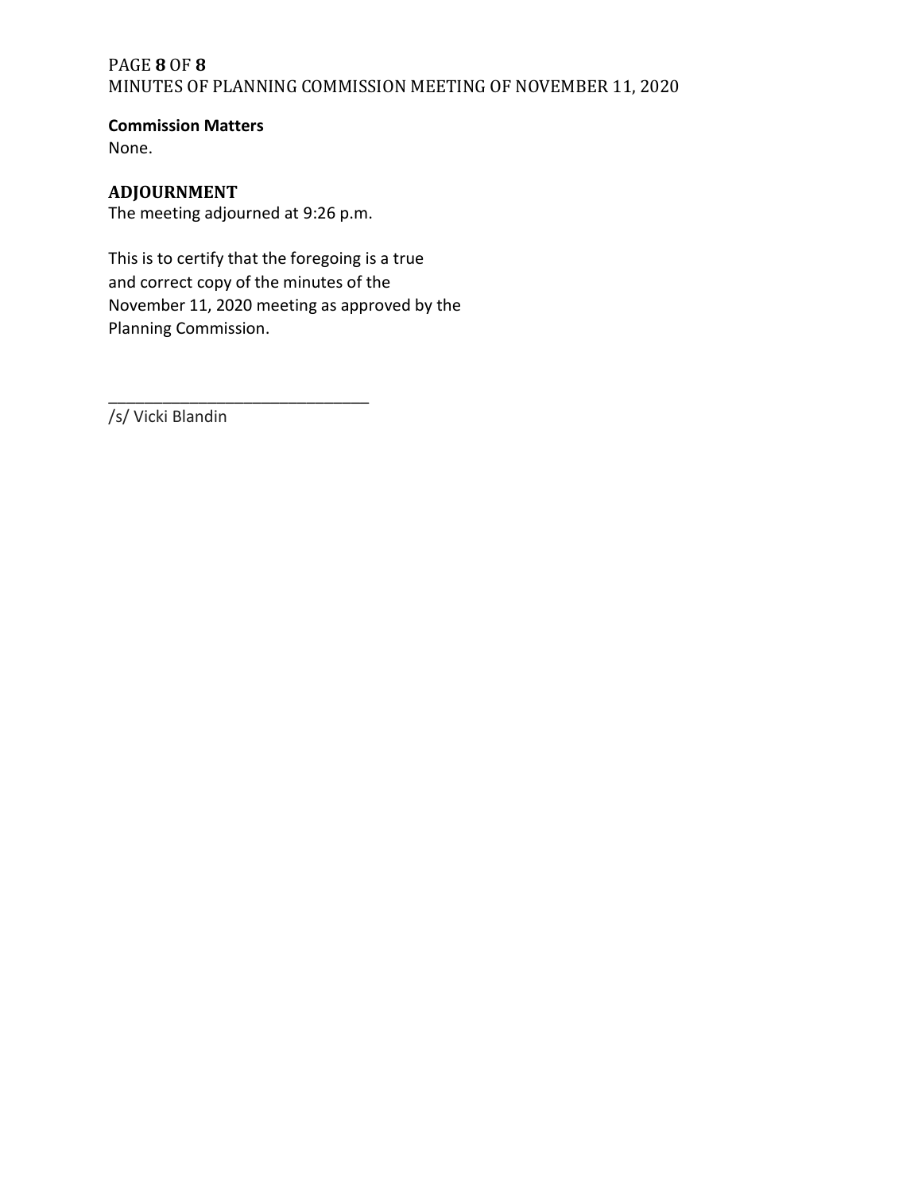**Commission Matters**

None.

## ADJOURNMENT

The meeting adjourned at 9:26 p.m.

This is to certify that the foregoing is a true and correct copy of the minutes of the November 11, 2020 meeting as approved by the Planning Commission.

______________________________

/s/ Vicki Blandin